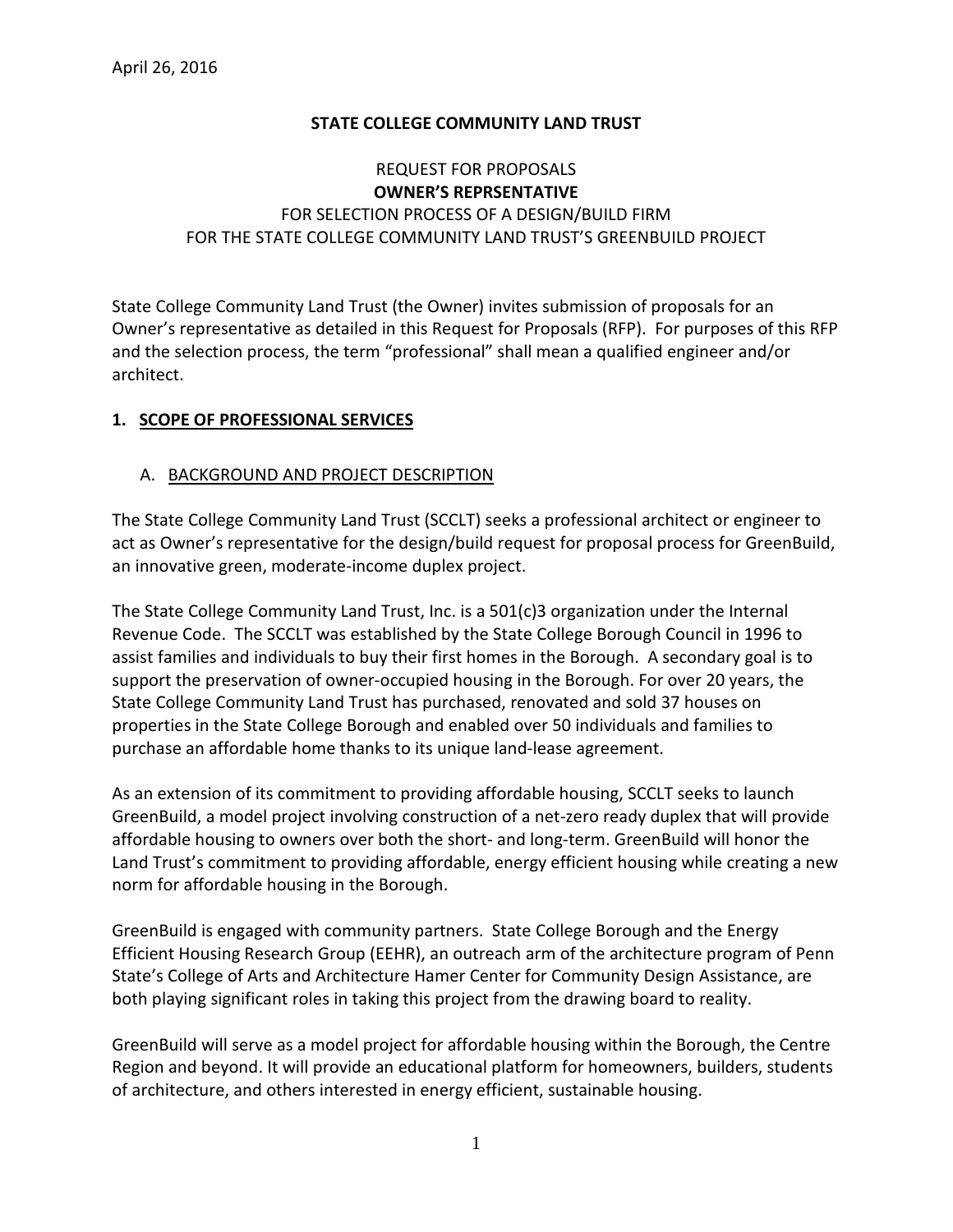April 26, 2016

**STATE COLLEGE COMMUNITY LAND TRUST**

REQUEST FOR PROPOSALS
**OWNER'S REPRSENTATIVE**
FOR SELECTION PROCESS OF A DESIGN/BUILD FIRM
FOR THE STATE COLLEGE COMMUNITY LAND TRUST'S GREENBUILD PROJECT

State College Community Land Trust (the Owner) invites submission of proposals for an Owner's representative as detailed in this Request for Proposals (RFP). For purposes of this RFP and the selection process, the term "professional" shall mean a qualified engineer and/or architect.

## 1. SCOPE OF PROFESSIONAL SERVICES

### A. BACKGROUND AND PROJECT DESCRIPTION

The State College Community Land Trust (SCCLT) seeks a professional architect or engineer to act as Owner's representative for the design/build request for proposal process for GreenBuild, an innovative green, moderate-income duplex project.

The State College Community Land Trust, Inc. is a 501(c)3 organization under the Internal Revenue Code. The SCCLT was established by the State College Borough Council in 1996 to assist families and individuals to buy their first homes in the Borough. A secondary goal is to support the preservation of owner-occupied housing in the Borough. For over 20 years, the State College Community Land Trust has purchased, renovated and sold 37 houses on properties in the State College Borough and enabled over 50 individuals and families to purchase an affordable home thanks to its unique land-lease agreement.

As an extension of its commitment to providing affordable housing, SCCLT seeks to launch GreenBuild, a model project involving construction of a net-zero ready duplex that will provide affordable housing to owners over both the short- and long-term. GreenBuild will honor the Land Trust's commitment to providing affordable, energy efficient housing while creating a new norm for affordable housing in the Borough.

GreenBuild is engaged with community partners. State College Borough and the Energy Efficient Housing Research Group (EEHR), an outreach arm of the architecture program of Penn State's College of Arts and Architecture Hamer Center for Community Design Assistance, are both playing significant roles in taking this project from the drawing board to reality.

GreenBuild will serve as a model project for affordable housing within the Borough, the Centre Region and beyond. It will provide an educational platform for homeowners, builders, students of architecture, and others interested in energy efficient, sustainable housing.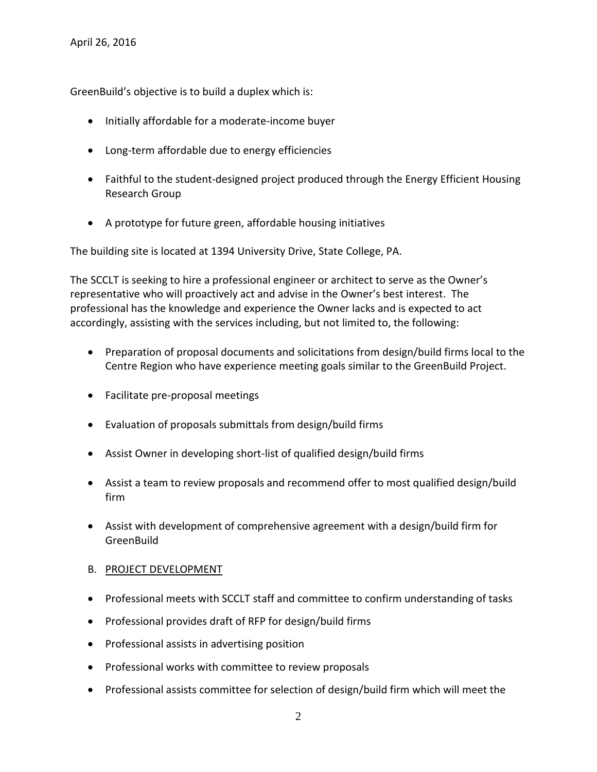April 26, 2016

GreenBuild's objective is to build a duplex which is:

- Initially affordable for a moderate-income buyer
- Long-term affordable due to energy efficiencies
- Faithful to the student-designed project produced through the Energy Efficient Housing Research Group
- A prototype for future green, affordable housing initiatives

The building site is located at 1394 University Drive, State College, PA.

The SCCLT is seeking to hire a professional engineer or architect to serve as the Owner's representative who will proactively act and advise in the Owner's best interest. The professional has the knowledge and experience the Owner lacks and is expected to act accordingly, assisting with the services including, but not limited to, the following:

- Preparation of proposal documents and solicitations from design/build firms local to the Centre Region who have experience meeting goals similar to the GreenBuild Project.
- Facilitate pre-proposal meetings
- Evaluation of proposals submittals from design/build firms
- Assist Owner in developing short-list of qualified design/build firms
- Assist a team to review proposals and recommend offer to most qualified design/build firm
- Assist with development of comprehensive agreement with a design/build firm for GreenBuild

B. PROJECT DEVELOPMENT

- Professional meets with SCCLT staff and committee to confirm understanding of tasks
- Professional provides draft of RFP for design/build firms
- Professional assists in advertising position
- Professional works with committee to review proposals
- Professional assists committee for selection of design/build firm which will meet the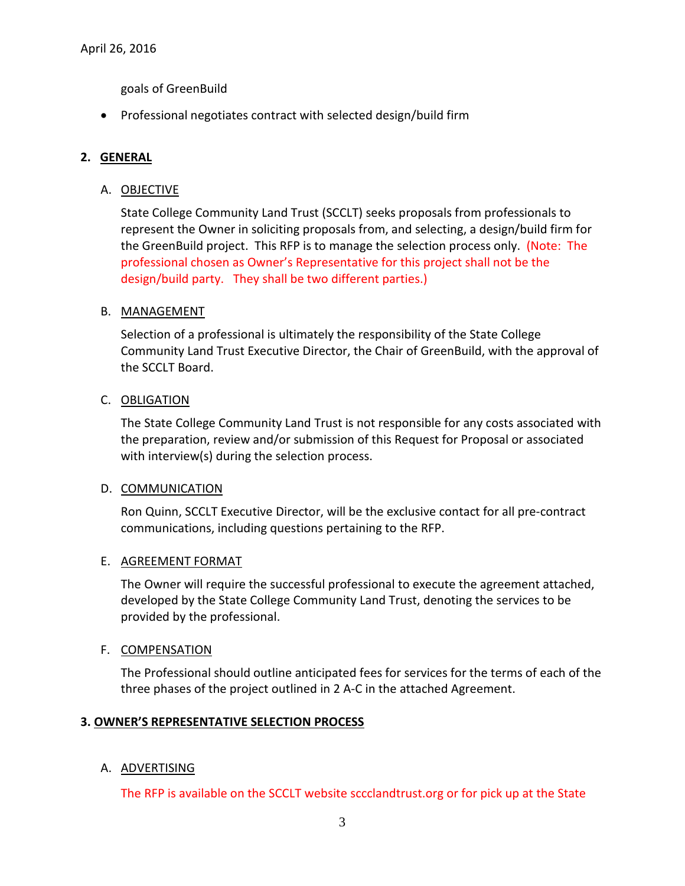goals of GreenBuild

- Professional negotiates contract with selected design/build firm

## 2. GENERAL

### A. OBJECTIVE

State College Community Land Trust (SCCLT) seeks proposals from professionals to represent the Owner in soliciting proposals from, and selecting, a design/build firm for the GreenBuild project. This RFP is to manage the selection process only. (Note: The professional chosen as Owner's Representative for this project shall not be the design/build party. They shall be two different parties.)

### B. MANAGEMENT

Selection of a professional is ultimately the responsibility of the State College Community Land Trust Executive Director, the Chair of GreenBuild, with the approval of the SCCLT Board.

### C. OBLIGATION

The State College Community Land Trust is not responsible for any costs associated with the preparation, review and/or submission of this Request for Proposal or associated with interview(s) during the selection process.

### D. COMMUNICATION

Ron Quinn, SCCLT Executive Director, will be the exclusive contact for all pre-contract communications, including questions pertaining to the RFP.

### E. AGREEMENT FORMAT

The Owner will require the successful professional to execute the agreement attached, developed by the State College Community Land Trust, denoting the services to be provided by the professional.

### F. COMPENSATION

The Professional should outline anticipated fees for services for the terms of each of the three phases of the project outlined in 2 A-C in the attached Agreement.

## 3. OWNER'S REPRESENTATIVE SELECTION PROCESS

### A. ADVERTISING

The RFP is available on the SCCLT website sccclandtrust.org or for pick up at the State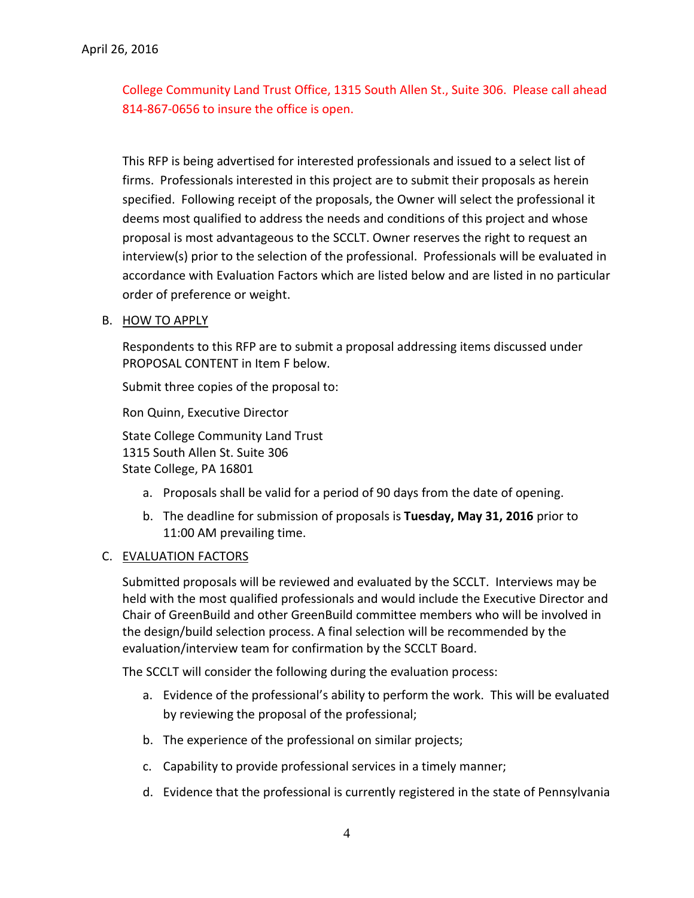April 26, 2016

College Community Land Trust Office, 1315 South Allen St., Suite 306. Please call ahead 814-867-0656 to insure the office is open.

This RFP is being advertised for interested professionals and issued to a select list of firms. Professionals interested in this project are to submit their proposals as herein specified. Following receipt of the proposals, the Owner will select the professional it deems most qualified to address the needs and conditions of this project and whose proposal is most advantageous to the SCCLT. Owner reserves the right to request an interview(s) prior to the selection of the professional. Professionals will be evaluated in accordance with Evaluation Factors which are listed below and are listed in no particular order of preference or weight.

B. HOW TO APPLY

Respondents to this RFP are to submit a proposal addressing items discussed under PROPOSAL CONTENT in Item F below.

Submit three copies of the proposal to:

Ron Quinn, Executive Director

State College Community Land Trust
1315 South Allen St. Suite 306
State College, PA 16801

a. Proposals shall be valid for a period of 90 days from the date of opening.

b. The deadline for submission of proposals is **Tuesday, May 31, 2016** prior to 11:00 AM prevailing time.

C. EVALUATION FACTORS

Submitted proposals will be reviewed and evaluated by the SCCLT. Interviews may be held with the most qualified professionals and would include the Executive Director and Chair of GreenBuild and other GreenBuild committee members who will be involved in the design/build selection process. A final selection will be recommended by the evaluation/interview team for confirmation by the SCCLT Board.

The SCCLT will consider the following during the evaluation process:

a. Evidence of the professional's ability to perform the work. This will be evaluated by reviewing the proposal of the professional;

b. The experience of the professional on similar projects;

c. Capability to provide professional services in a timely manner;

d. Evidence that the professional is currently registered in the state of Pennsylvania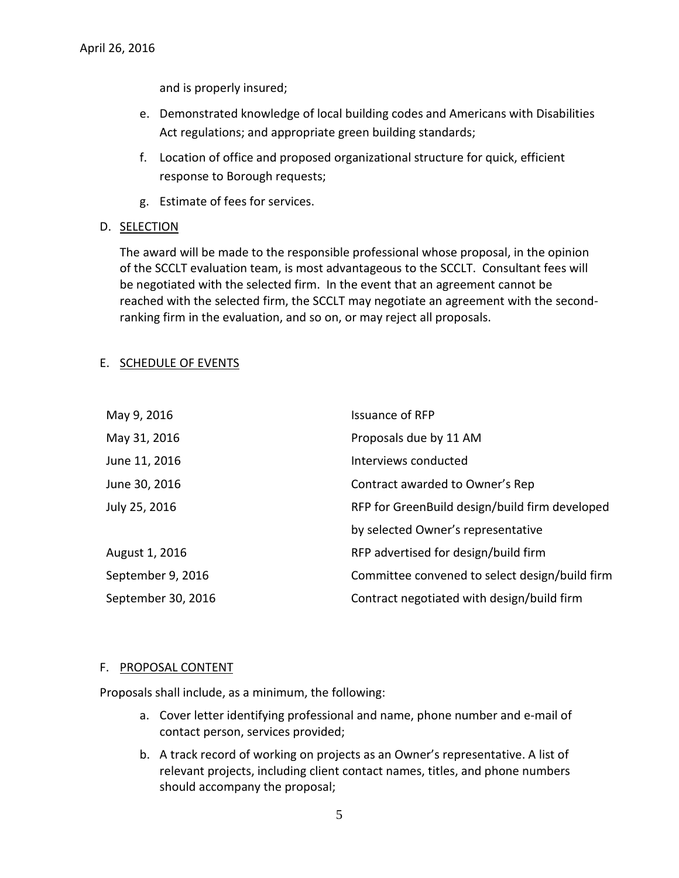and is properly insured;

e. Demonstrated knowledge of local building codes and Americans with Disabilities Act regulations; and appropriate green building standards;

f. Location of office and proposed organizational structure for quick, efficient response to Borough requests;

g. Estimate of fees for services.

D. <u>SELECTION</u>

The award will be made to the responsible professional whose proposal, in the opinion of the SCCLT evaluation team, is most advantageous to the SCCLT. Consultant fees will be negotiated with the selected firm. In the event that an agreement cannot be reached with the selected firm, the SCCLT may negotiate an agreement with the second-ranking firm in the evaluation, and so on, or may reject all proposals.

E. <u>SCHEDULE OF EVENTS</u>

| | |
|---|---|
| May 9, 2016 | Issuance of RFP |
| May 31, 2016 | Proposals due by 11 AM |
| June 11, 2016 | Interviews conducted |
| June 30, 2016 | Contract awarded to Owner's Rep |
| July 25, 2016 | RFP for GreenBuild design/build firm developed by selected Owner's representative |
| August 1, 2016 | RFP advertised for design/build firm |
| September 9, 2016 | Committee convened to select design/build firm |
| September 30, 2016 | Contract negotiated with design/build firm |

F. <u>PROPOSAL CONTENT</u>

Proposals shall include, as a minimum, the following:

a. Cover letter identifying professional and name, phone number and e-mail of contact person, services provided;

b. A track record of working on projects as an Owner's representative. A list of relevant projects, including client contact names, titles, and phone numbers should accompany the proposal;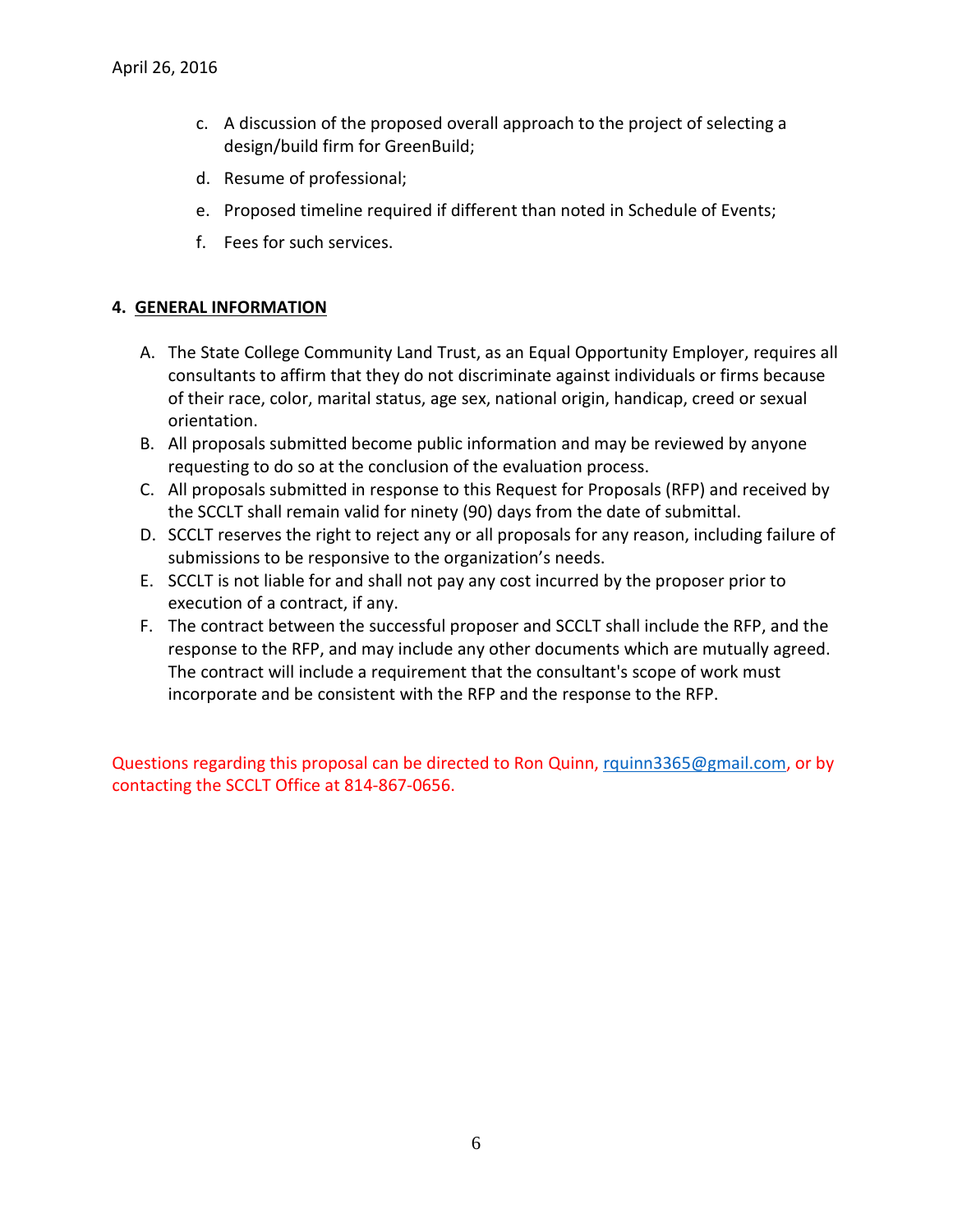April 26, 2016

c. A discussion of the proposed overall approach to the project of selecting a design/build firm for GreenBuild;
d. Resume of professional;
e. Proposed timeline required if different than noted in Schedule of Events;
f. Fees for such services.

## 4. GENERAL INFORMATION

A. The State College Community Land Trust, as an Equal Opportunity Employer, requires all consultants to affirm that they do not discriminate against individuals or firms because of their race, color, marital status, age sex, national origin, handicap, creed or sexual orientation.
B. All proposals submitted become public information and may be reviewed by anyone requesting to do so at the conclusion of the evaluation process.
C. All proposals submitted in response to this Request for Proposals (RFP) and received by the SCCLT shall remain valid for ninety (90) days from the date of submittal.
D. SCCLT reserves the right to reject any or all proposals for any reason, including failure of submissions to be responsive to the organization's needs.
E. SCCLT is not liable for and shall not pay any cost incurred by the proposer prior to execution of a contract, if any.
F. The contract between the successful proposer and SCCLT shall include the RFP, and the response to the RFP, and may include any other documents which are mutually agreed. The contract will include a requirement that the consultant's scope of work must incorporate and be consistent with the RFP and the response to the RFP.

Questions regarding this proposal can be directed to Ron Quinn, rquinn3365@gmail.com, or by contacting the SCCLT Office at 814-867-0656.